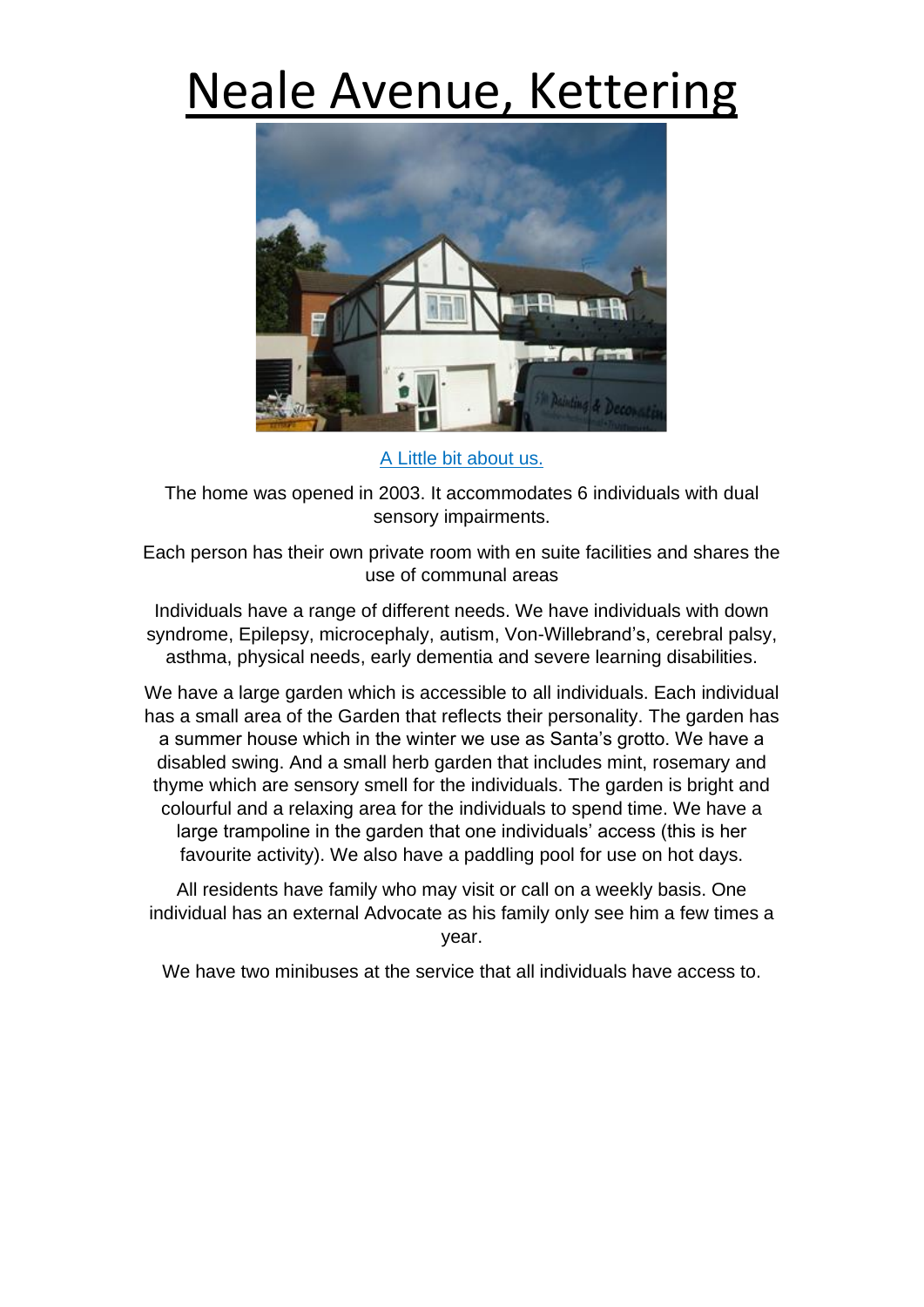# Neale Avenue, Kettering

A Little bit about us.

The home was opened in 2003. It accommodates 6 individuals with dual sensory impairments.

Each person has their own private room with en suite facilities and shares the use of communal areas

Individuals have a range of different needs. We have individuals with down syndrome, Epilepsy, microcephaly, autism, Von-Willebrand's, cerebral palsy, asthma, physical needs, early dementia and severe learning disabilities.

We have a large garden which is accessible to all individuals. Each individual has a small area of the Garden that reflects their personality. The garden has a summer house which in the winter we use as Santa's grotto. We have a disabled swing. And a small herb garden that includes mint, rosemary and thyme which are sensory smell for the individuals. The garden is bright and colourful and a relaxing area for the individuals to spend time. We have a large trampoline in the garden that one individuals' access (this is her favourite activity). We also have a paddling pool for use on hot days.

All residents have family who may visit or call on a weekly basis. One individual has an external Advocate as his family only see him a few times a year.

We have two minibuses at the service that all individuals have access to.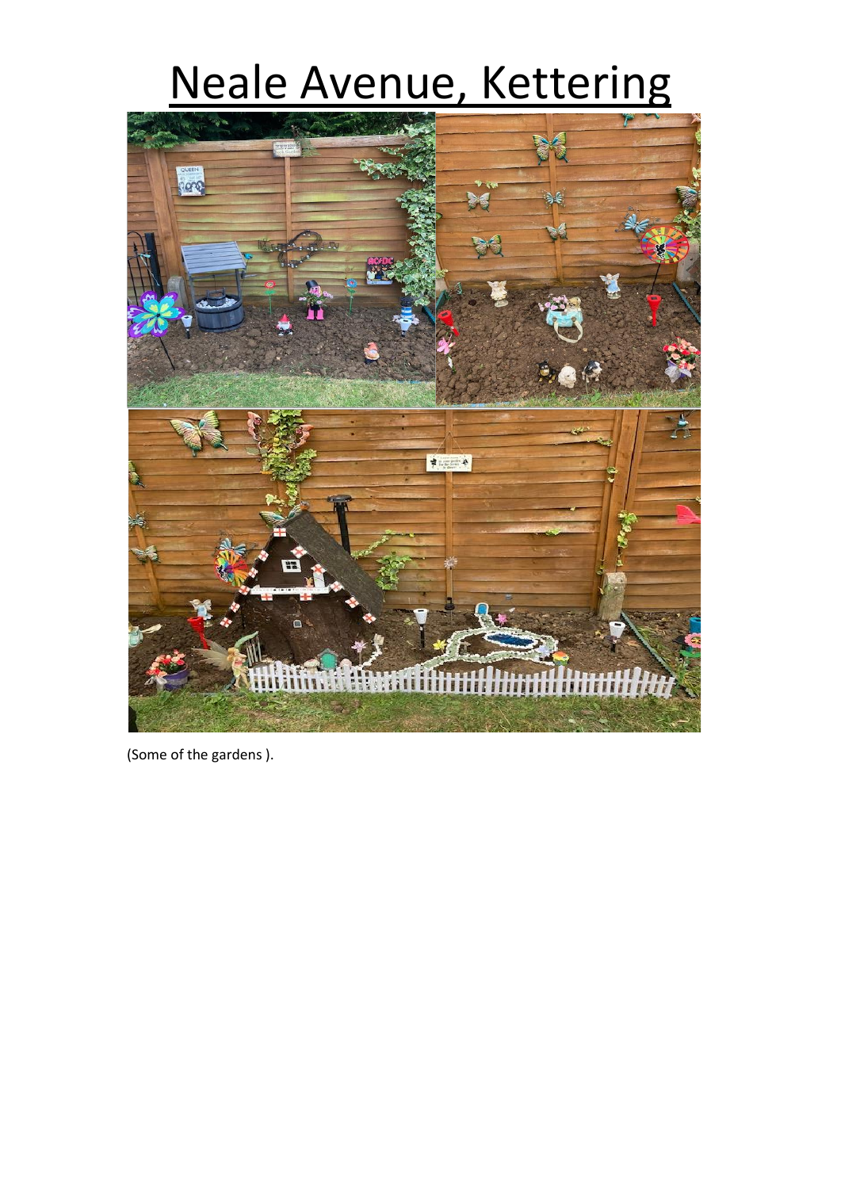# Neale Avenue, Kettering

(Some of the gardens ).